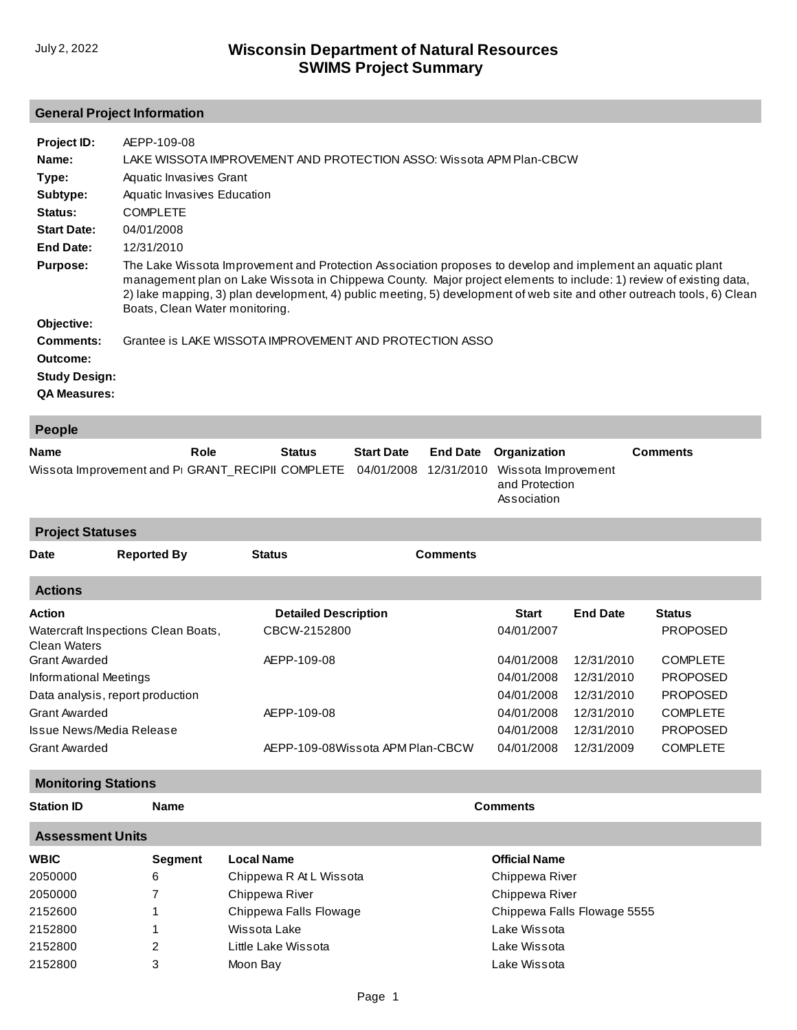July 2, 2022

# Wisconsin Department of Natural Resources
# SWIMS Project Summary

## General Project Information

**Project ID:** AEPP-109-08

**Name:** LAKE WISSOTA IMPROVEMENT AND PROTECTION ASSO: Wissota APM Plan-CBCW

**Type:** Aquatic Invasives Grant

**Subtype:** Aquatic Invasives Education

**Status:** COMPLETE

**Start Date:** 04/01/2008

**End Date:** 12/31/2010

**Purpose:** The Lake Wissota Improvement and Protection Association proposes to develop and implement an aquatic plant management plan on Lake Wissota in Chippewa County. Major project elements to include: 1) review of existing data, 2) lake mapping, 3) plan development, 4) public meeting, 5) development of web site and other outreach tools, 6) Clean Boats, Clean Water monitoring.

**Objective:**

**Comments:** Grantee is LAKE WISSOTA IMPROVEMENT AND PROTECTION ASSO

**Outcome:**

**Study Design:**

**QA Measures:**

## People

| Name | Role | Status | Start Date | End Date | Organization | Comments |
|---|---|---|---|---|---|---|
| Wissota Improvement and Pr | GRANT_RECIPII | COMPLETE | 04/01/2008 | 12/31/2010 | Wissota Improvement and Protection Association | |

## Project Statuses

| Date | Reported By | Status | Comments |
|---|---|---|---|

## Actions

| Action | Detailed Description | Start | End Date | Status |
|---|---|---|---|---|
| Watercraft Inspections Clean Boats, Clean Waters | CBCW-2152800 | 04/01/2007 | | PROPOSED |
| Grant Awarded | AEPP-109-08 | 04/01/2008 | 12/31/2010 | COMPLETE |
| Informational Meetings | | 04/01/2008 | 12/31/2010 | PROPOSED |
| Data analysis, report production | | 04/01/2008 | 12/31/2010 | PROPOSED |
| Grant Awarded | AEPP-109-08 | 04/01/2008 | 12/31/2010 | COMPLETE |
| Issue News/Media Release | | 04/01/2008 | 12/31/2010 | PROPOSED |
| Grant Awarded | AEPP-109-08Wissota APM Plan-CBCW | 04/01/2008 | 12/31/2009 | COMPLETE |

## Monitoring Stations

| Station ID | Name | Comments |
|---|---|---|

## Assessment Units

| WBIC | Segment | Local Name | Official Name |
|---|---|---|---|
| 2050000 | 6 | Chippewa R At L Wissota | Chippewa River |
| 2050000 | 7 | Chippewa River | Chippewa River |
| 2152600 | 1 | Chippewa Falls Flowage | Chippewa Falls Flowage 5555 |
| 2152800 | 1 | Wissota Lake | Lake Wissota |
| 2152800 | 2 | Little Lake Wissota | Lake Wissota |
| 2152800 | 3 | Moon Bay | Lake Wissota |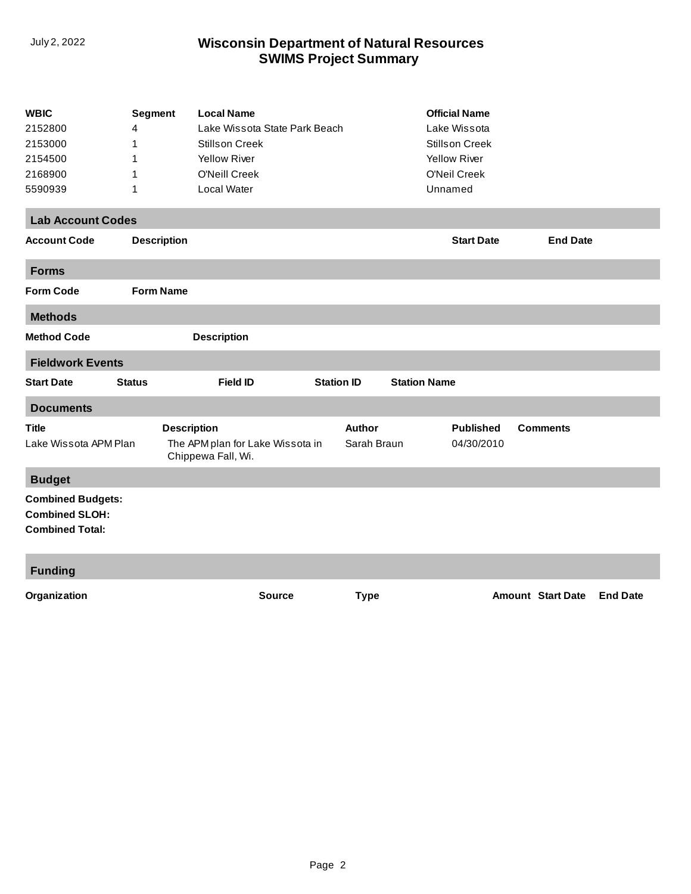# Wisconsin Department of Natural Resources
# SWIMS Project Summary

| WBIC | Segment | Local Name | Official Name |
|---|---|---|---|
| 2152800 | 4 | Lake Wissota State Park Beach | Lake Wissota |
| 2153000 | 1 | Stillson Creek | Stillson Creek |
| 2154500 | 1 | Yellow River | Yellow River |
| 2168900 | 1 | O'Neill Creek | O'Neil Creek |
| 5590939 | 1 | Local Water | Unnamed |

## Lab Account Codes

| Account Code | Description | Start Date | End Date |
|---|---|---|---|

## Forms

| Form Code | Form Name |
|---|---|

## Methods

| Method Code | Description |
|---|---|

## Fieldwork Events

| Start Date | Status | Field ID | Station ID | Station Name |
|---|---|---|---|---|

## Documents

| Title | Description | Author | Published | Comments |
|---|---|---|---|---|
| Lake Wissota APM Plan | The APM plan for Lake Wissota in Chippewa Fall, Wi. | Sarah Braun | 04/30/2010 | |

## Budget

**Combined Budgets:**

**Combined SLOH:**

**Combined Total:**

## Funding

| Organization | Source | Type | Amount | Start Date | End Date |
|---|---|---|---|---|---|